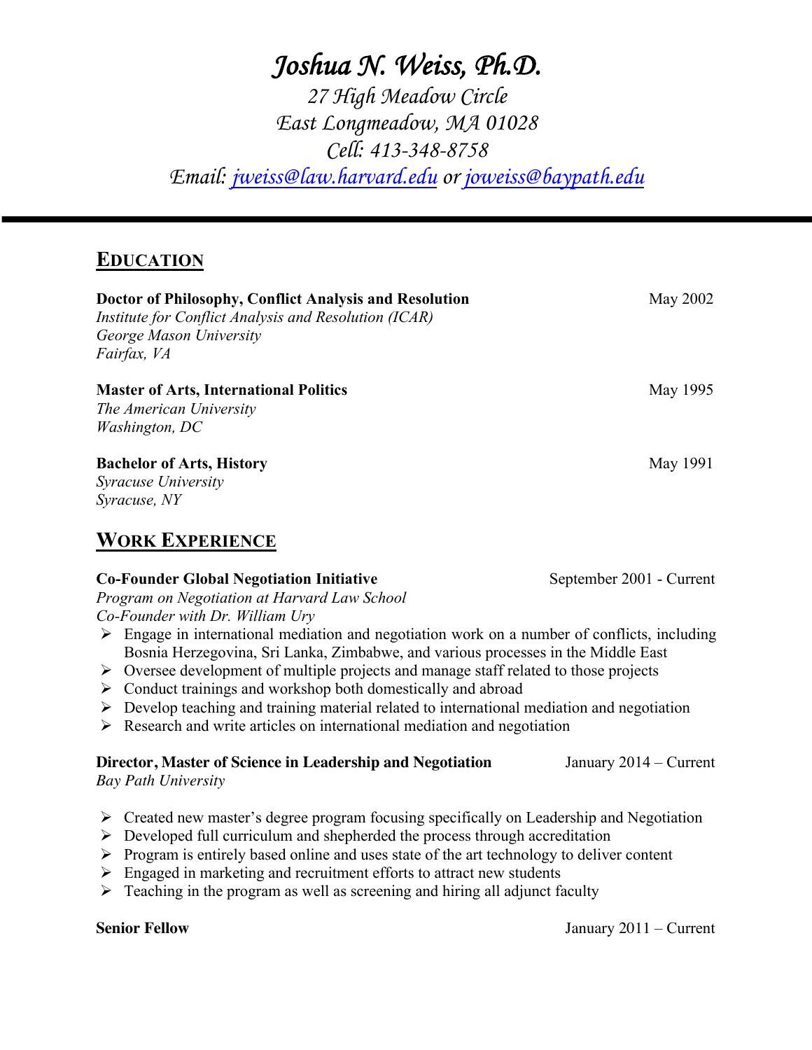# Joshua N. Weiss, Ph.D.

27 High Meadow Circle
East Longmeadow, MA 01028
Cell: 413-348-8758
Email: jweiss@law.harvard.edu or joweiss@baypath.edu

---

## EDUCATION

**Doctor of Philosophy, Conflict Analysis and Resolution** — May 2002
*Institute for Conflict Analysis and Resolution (ICAR)*
*George Mason University*
*Fairfax, VA*

**Master of Arts, International Politics** — May 1995
*The American University*
*Washington, DC*

**Bachelor of Arts, History** — May 1991
*Syracuse University*
*Syracuse, NY*

## WORK EXPERIENCE

**Co-Founder Global Negotiation Initiative** — September 2001 - Current
*Program on Negotiation at Harvard Law School*
*Co-Founder with Dr. William Ury*

- Engage in international mediation and negotiation work on a number of conflicts, including Bosnia Herzegovina, Sri Lanka, Zimbabwe, and various processes in the Middle East
- Oversee development of multiple projects and manage staff related to those projects
- Conduct trainings and workshop both domestically and abroad
- Develop teaching and training material related to international mediation and negotiation
- Research and write articles on international mediation and negotiation

**Director, Master of Science in Leadership and Negotiation** — January 2014 – Current
*Bay Path University*

- Created new master's degree program focusing specifically on Leadership and Negotiation
- Developed full curriculum and shepherded the process through accreditation
- Program is entirely based online and uses state of the art technology to deliver content
- Engaged in marketing and recruitment efforts to attract new students
- Teaching in the program as well as screening and hiring all adjunct faculty

**Senior Fellow** — January 2011 – Current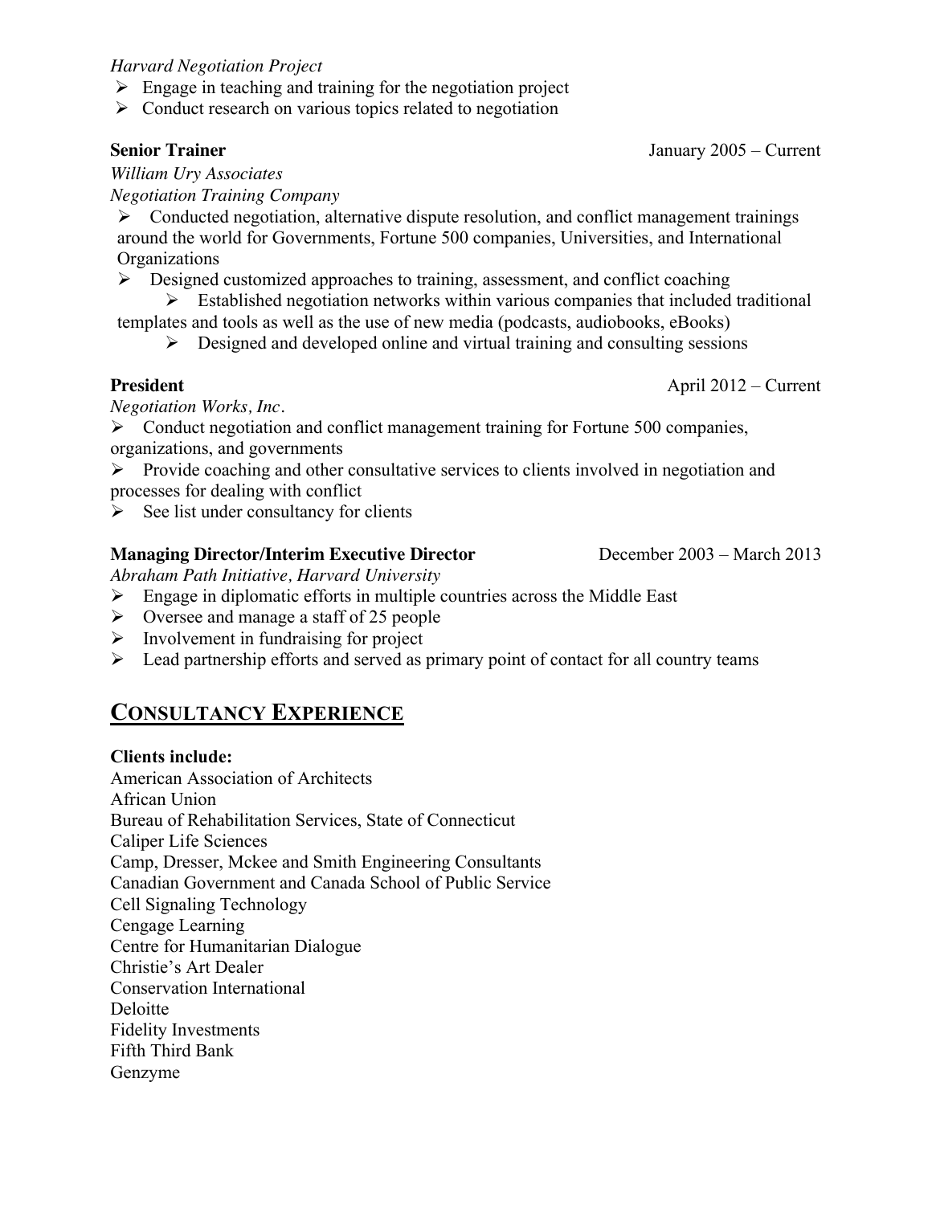*Harvard Negotiation Project*

- Engage in teaching and training for the negotiation project
- Conduct research on various topics related to negotiation

**Senior Trainer** January 2005 – Current

*William Ury Associates*
*Negotiation Training Company*

- Conducted negotiation, alternative dispute resolution, and conflict management trainings around the world for Governments, Fortune 500 companies, Universities, and International Organizations
- Designed customized approaches to training, assessment, and conflict coaching
- Established negotiation networks within various companies that included traditional templates and tools as well as the use of new media (podcasts, audiobooks, eBooks)
- Designed and developed online and virtual training and consulting sessions

**President** April 2012 – Current

*Negotiation Works, Inc.*

- Conduct negotiation and conflict management training for Fortune 500 companies, organizations, and governments
- Provide coaching and other consultative services to clients involved in negotiation and processes for dealing with conflict
- See list under consultancy for clients

**Managing Director/Interim Executive Director** December 2003 – March 2013

*Abraham Path Initiative, Harvard University*

- Engage in diplomatic efforts in multiple countries across the Middle East
- Oversee and manage a staff of 25 people
- Involvement in fundraising for project
- Lead partnership efforts and served as primary point of contact for all country teams

## CONSULTANCY EXPERIENCE

**Clients include:**

American Association of Architects
African Union
Bureau of Rehabilitation Services, State of Connecticut
Caliper Life Sciences
Camp, Dresser, Mckee and Smith Engineering Consultants
Canadian Government and Canada School of Public Service
Cell Signaling Technology
Cengage Learning
Centre for Humanitarian Dialogue
Christie's Art Dealer
Conservation International
Deloitte
Fidelity Investments
Fifth Third Bank
Genzyme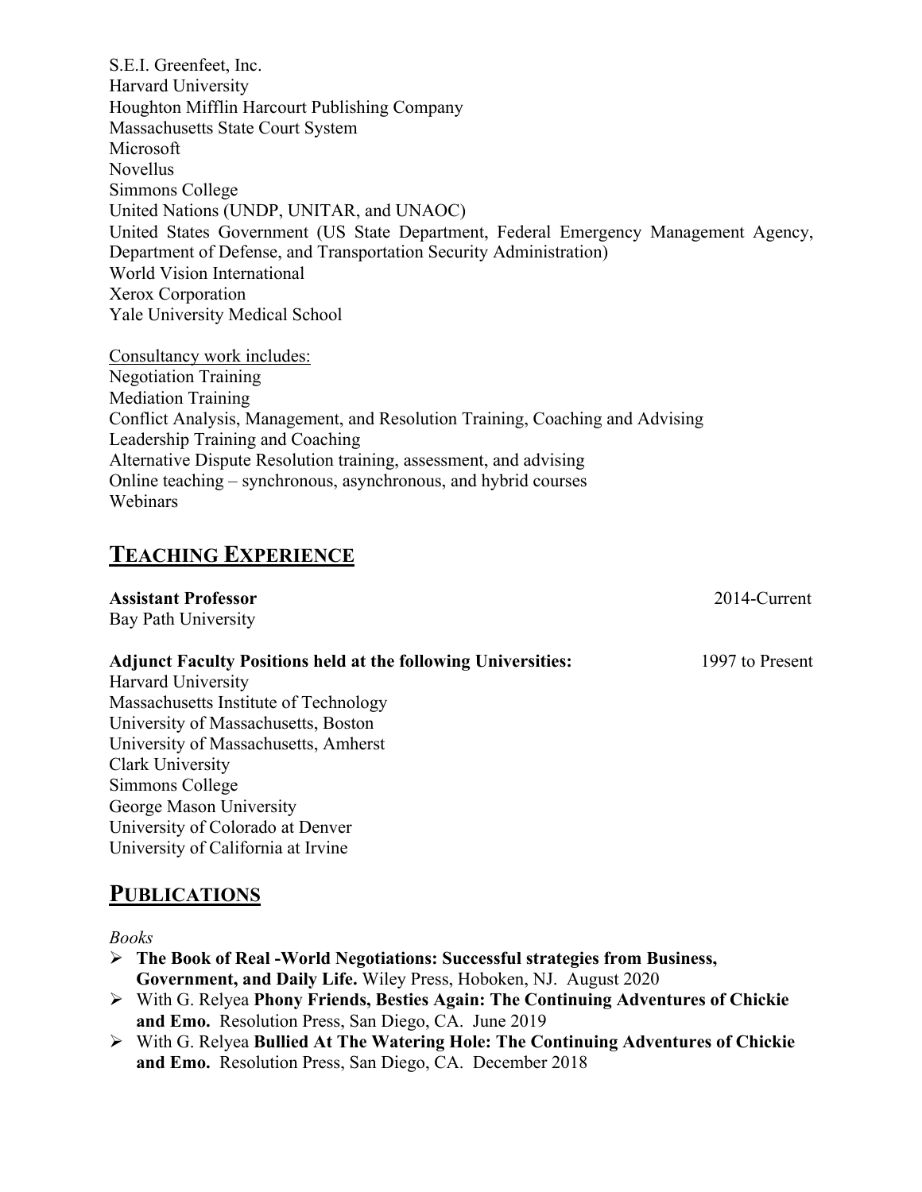S.E.I. Greenfeet, Inc.
Harvard University
Houghton Mifflin Harcourt Publishing Company
Massachusetts State Court System
Microsoft
Novellus
Simmons College
United Nations (UNDP, UNITAR, and UNAOC)
United States Government (US State Department, Federal Emergency Management Agency, Department of Defense, and Transportation Security Administration)
World Vision International
Xerox Corporation
Yale University Medical School

<u>Consultancy work includes:</u>
Negotiation Training
Mediation Training
Conflict Analysis, Management, and Resolution Training, Coaching and Advising
Leadership Training and Coaching
Alternative Dispute Resolution training, assessment, and advising
Online teaching – synchronous, asynchronous, and hybrid courses
Webinars

## TEACHING EXPERIENCE

**Assistant Professor** 2014-Current
Bay Path University

**Adjunct Faculty Positions held at the following Universities:** 1997 to Present
Harvard University
Massachusetts Institute of Technology
University of Massachusetts, Boston
University of Massachusetts, Amherst
Clark University
Simmons College
George Mason University
University of Colorado at Denver
University of California at Irvine

## PUBLICATIONS

*Books*

- **The Book of Real -World Negotiations: Successful strategies from Business, Government, and Daily Life.** Wiley Press, Hoboken, NJ. August 2020
- With G. Relyea **Phony Friends, Besties Again: The Continuing Adventures of Chickie and Emo.** Resolution Press, San Diego, CA. June 2019
- With G. Relyea **Bullied At The Watering Hole: The Continuing Adventures of Chickie and Emo.** Resolution Press, San Diego, CA. December 2018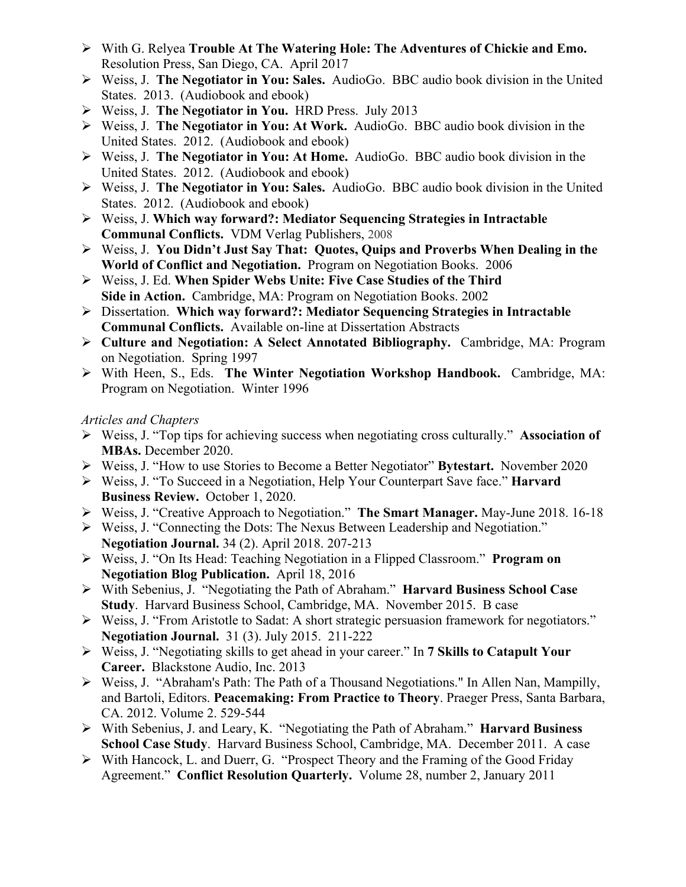- With G. Relyea **Trouble At The Watering Hole: The Adventures of Chickie and Emo.** Resolution Press, San Diego, CA. April 2017
- Weiss, J. **The Negotiator in You: Sales.** AudioGo. BBC audio book division in the United States. 2013. (Audiobook and ebook)
- Weiss, J. **The Negotiator in You.** HRD Press. July 2013
- Weiss, J. **The Negotiator in You: At Work.** AudioGo. BBC audio book division in the United States. 2012. (Audiobook and ebook)
- Weiss, J. **The Negotiator in You: At Home.** AudioGo. BBC audio book division in the United States. 2012. (Audiobook and ebook)
- Weiss, J. **The Negotiator in You: Sales.** AudioGo. BBC audio book division in the United States. 2012. (Audiobook and ebook)
- Weiss, J. **Which way forward?: Mediator Sequencing Strategies in Intractable Communal Conflicts.** VDM Verlag Publishers, 2008
- Weiss, J. **You Didn't Just Say That: Quotes, Quips and Proverbs When Dealing in the World of Conflict and Negotiation.** Program on Negotiation Books. 2006
- Weiss, J. Ed. **When Spider Webs Unite: Five Case Studies of the Third Side in Action.** Cambridge, MA: Program on Negotiation Books. 2002
- Dissertation. **Which way forward?: Mediator Sequencing Strategies in Intractable Communal Conflicts.** Available on-line at Dissertation Abstracts
- **Culture and Negotiation: A Select Annotated Bibliography.** Cambridge, MA: Program on Negotiation. Spring 1997
- With Heen, S., Eds. **The Winter Negotiation Workshop Handbook.** Cambridge, MA: Program on Negotiation. Winter 1996

*Articles and Chapters*

- Weiss, J. "Top tips for achieving success when negotiating cross culturally." **Association of MBAs.** December 2020.
- Weiss, J. "How to use Stories to Become a Better Negotiator" **Bytestart.** November 2020
- Weiss, J. "To Succeed in a Negotiation, Help Your Counterpart Save face." **Harvard Business Review.** October 1, 2020.
- Weiss, J. "Creative Approach to Negotiation." **The Smart Manager.** May-June 2018. 16-18
- Weiss, J. "Connecting the Dots: The Nexus Between Leadership and Negotiation." **Negotiation Journal.** 34 (2). April 2018. 207-213
- Weiss, J. "On Its Head: Teaching Negotiation in a Flipped Classroom." **Program on Negotiation Blog Publication.** April 18, 2016
- With Sebenius, J. "Negotiating the Path of Abraham." **Harvard Business School Case Study**. Harvard Business School, Cambridge, MA. November 2015. B case
- Weiss, J. "From Aristotle to Sadat: A short strategic persuasion framework for negotiators." **Negotiation Journal.** 31 (3). July 2015. 211-222
- Weiss, J. "Negotiating skills to get ahead in your career." In **7 Skills to Catapult Your Career.** Blackstone Audio, Inc. 2013
- Weiss, J. "Abraham's Path: The Path of a Thousand Negotiations." In Allen Nan, Mampilly, and Bartoli, Editors. **Peacemaking: From Practice to Theory**. Praeger Press, Santa Barbara, CA. 2012. Volume 2. 529-544
- With Sebenius, J. and Leary, K. "Negotiating the Path of Abraham." **Harvard Business School Case Study**. Harvard Business School, Cambridge, MA. December 2011. A case
- With Hancock, L. and Duerr, G. "Prospect Theory and the Framing of the Good Friday Agreement." **Conflict Resolution Quarterly.** Volume 28, number 2, January 2011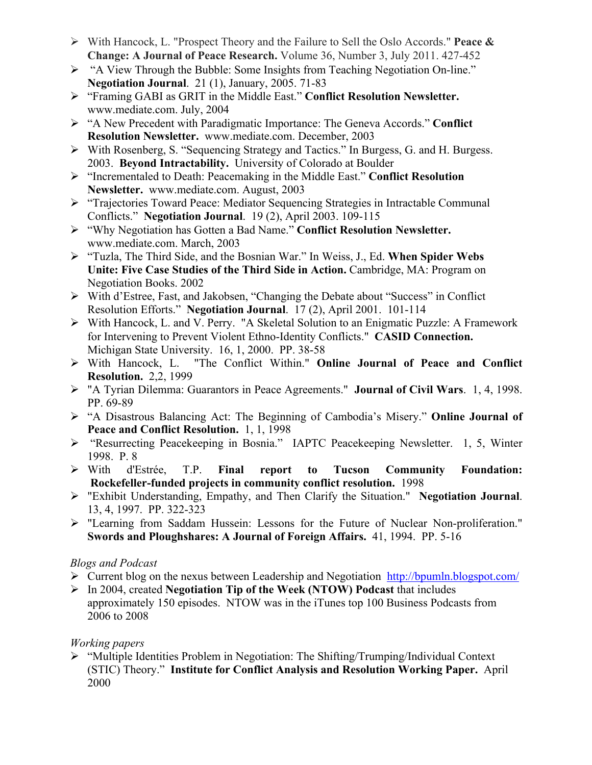- With Hancock, L. "Prospect Theory and the Failure to Sell the Oslo Accords." **Peace & Change: A Journal of Peace Research.** Volume 36, Number 3, July 2011. 427-452
- "A View Through the Bubble: Some Insights from Teaching Negotiation On-line." **Negotiation Journal**. 21 (1), January, 2005. 71-83
- "Framing GABI as GRIT in the Middle East." **Conflict Resolution Newsletter.** www.mediate.com. July, 2004
- "A New Precedent with Paradigmatic Importance: The Geneva Accords." **Conflict Resolution Newsletter.** www.mediate.com. December, 2003
- With Rosenberg, S. "Sequencing Strategy and Tactics." In Burgess, G. and H. Burgess. 2003. **Beyond Intractability.** University of Colorado at Boulder
- "Incrementaled to Death: Peacemaking in the Middle East." **Conflict Resolution Newsletter.** www.mediate.com. August, 2003
- "Trajectories Toward Peace: Mediator Sequencing Strategies in Intractable Communal Conflicts." **Negotiation Journal**. 19 (2), April 2003. 109-115
- "Why Negotiation has Gotten a Bad Name." **Conflict Resolution Newsletter.** www.mediate.com. March, 2003
- "Tuzla, The Third Side, and the Bosnian War." In Weiss, J., Ed. **When Spider Webs Unite: Five Case Studies of the Third Side in Action.** Cambridge, MA: Program on Negotiation Books. 2002
- With d'Estree, Fast, and Jakobsen, "Changing the Debate about "Success" in Conflict Resolution Efforts." **Negotiation Journal**. 17 (2), April 2001. 101-114
- With Hancock, L. and V. Perry. "A Skeletal Solution to an Enigmatic Puzzle: A Framework for Intervening to Prevent Violent Ethno-Identity Conflicts." **CASID Connection.** Michigan State University. 16, 1, 2000. PP. 38-58
- With Hancock, L. "The Conflict Within." **Online Journal of Peace and Conflict Resolution.** 2,2, 1999
- "A Tyrian Dilemma: Guarantors in Peace Agreements." **Journal of Civil Wars**. 1, 4, 1998. PP. 69-89
- "A Disastrous Balancing Act: The Beginning of Cambodia's Misery." **Online Journal of Peace and Conflict Resolution.** 1, 1, 1998
- "Resurrecting Peacekeeping in Bosnia." IAPTC Peacekeeping Newsletter. 1, 5, Winter 1998. P. 8
- With d'Estrée, T.P. **Final report to Tucson Community Foundation: Rockefeller-funded projects in community conflict resolution.** 1998
- "Exhibit Understanding, Empathy, and Then Clarify the Situation." **Negotiation Journal**. 13, 4, 1997. PP. 322-323
- "Learning from Saddam Hussein: Lessons for the Future of Nuclear Non-proliferation." **Swords and Ploughshares: A Journal of Foreign Affairs.** 41, 1994. PP. 5-16

*Blogs and Podcast*

- Current blog on the nexus between Leadership and Negotiation http://bpumln.blogspot.com/
- In 2004, created **Negotiation Tip of the Week (NTOW) Podcast** that includes approximately 150 episodes. NTOW was in the iTunes top 100 Business Podcasts from 2006 to 2008

*Working papers*

- "Multiple Identities Problem in Negotiation: The Shifting/Trumping/Individual Context (STIC) Theory." **Institute for Conflict Analysis and Resolution Working Paper.** April 2000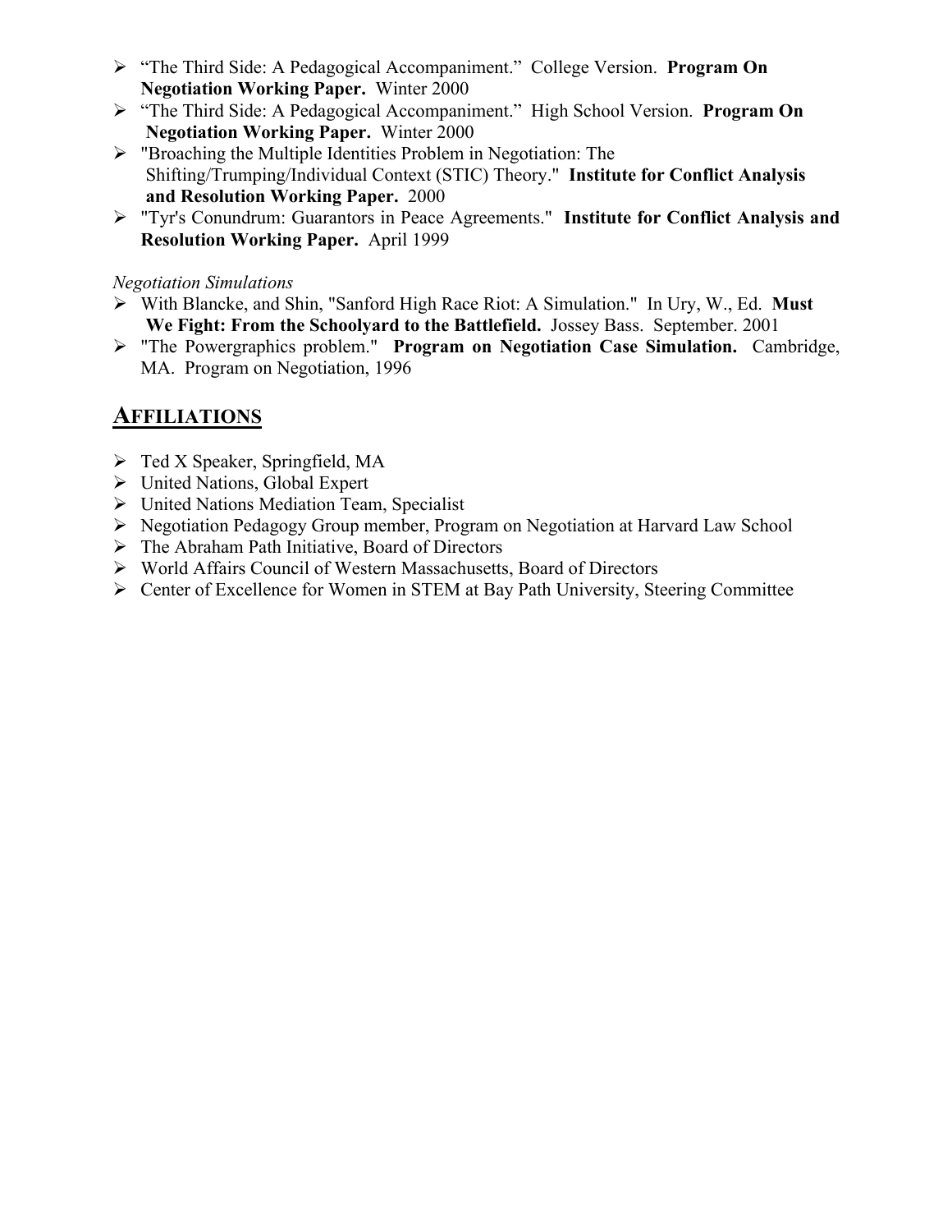- "The Third Side: A Pedagogical Accompaniment." College Version. **Program On Negotiation Working Paper.** Winter 2000
- "The Third Side: A Pedagogical Accompaniment." High School Version. **Program On Negotiation Working Paper.** Winter 2000
- "Broaching the Multiple Identities Problem in Negotiation: The Shifting/Trumping/Individual Context (STIC) Theory." **Institute for Conflict Analysis and Resolution Working Paper.** 2000
- "Tyr's Conundrum: Guarantors in Peace Agreements." **Institute for Conflict Analysis and Resolution Working Paper.** April 1999

*Negotiation Simulations*

- With Blancke, and Shin, "Sanford High Race Riot: A Simulation." In Ury, W., Ed. **Must We Fight: From the Schoolyard to the Battlefield.** Jossey Bass. September. 2001
- "The Powergraphics problem." **Program on Negotiation Case Simulation.** Cambridge, MA. Program on Negotiation, 1996

## AFFILIATIONS

- Ted X Speaker, Springfield, MA
- United Nations, Global Expert
- United Nations Mediation Team, Specialist
- Negotiation Pedagogy Group member, Program on Negotiation at Harvard Law School
- The Abraham Path Initiative, Board of Directors
- World Affairs Council of Western Massachusetts, Board of Directors
- Center of Excellence for Women in STEM at Bay Path University, Steering Committee